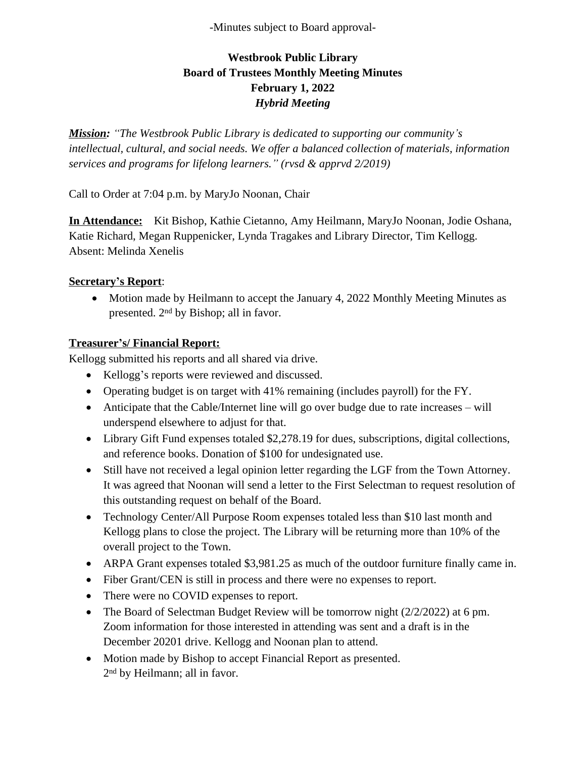-Minutes subject to Board approval-

# Westbrook Public Library
## Board of Trustees Monthly Meeting Minutes
## February 1, 2022
## *Hybrid Meeting*

***Mission:*** *"The Westbrook Public Library is dedicated to supporting our community's intellectual, cultural, and social needs. We offer a balanced collection of materials, information services and programs for lifelong learners." (rvsd & apprvd 2/2019)*

Call to Order at 7:04 p.m. by MaryJo Noonan, Chair

**In Attendance:** Kit Bishop, Kathie Cietanno, Amy Heilmann, MaryJo Noonan, Jodie Oshana, Katie Richard, Megan Ruppenicker, Lynda Tragakes and Library Director, Tim Kellogg. Absent: Melinda Xenelis

**Secretary's Report**:

- Motion made by Heilmann to accept the January 4, 2022 Monthly Meeting Minutes as presented. 2nd by Bishop; all in favor.

**Treasurer's/ Financial Report:**

Kellogg submitted his reports and all shared via drive.

- Kellogg's reports were reviewed and discussed.
- Operating budget is on target with 41% remaining (includes payroll) for the FY.
- Anticipate that the Cable/Internet line will go over budge due to rate increases – will underspend elsewhere to adjust for that.
- Library Gift Fund expenses totaled $2,278.19 for dues, subscriptions, digital collections, and reference books. Donation of $100 for undesignated use.
- Still have not received a legal opinion letter regarding the LGF from the Town Attorney. It was agreed that Noonan will send a letter to the First Selectman to request resolution of this outstanding request on behalf of the Board.
- Technology Center/All Purpose Room expenses totaled less than $10 last month and Kellogg plans to close the project. The Library will be returning more than 10% of the overall project to the Town.
- ARPA Grant expenses totaled $3,981.25 as much of the outdoor furniture finally came in.
- Fiber Grant/CEN is still in process and there were no expenses to report.
- There were no COVID expenses to report.
- The Board of Selectman Budget Review will be tomorrow night (2/2/2022) at 6 pm. Zoom information for those interested in attending was sent and a draft is in the December 20201 drive. Kellogg and Noonan plan to attend.
- Motion made by Bishop to accept Financial Report as presented. 2nd by Heilmann; all in favor.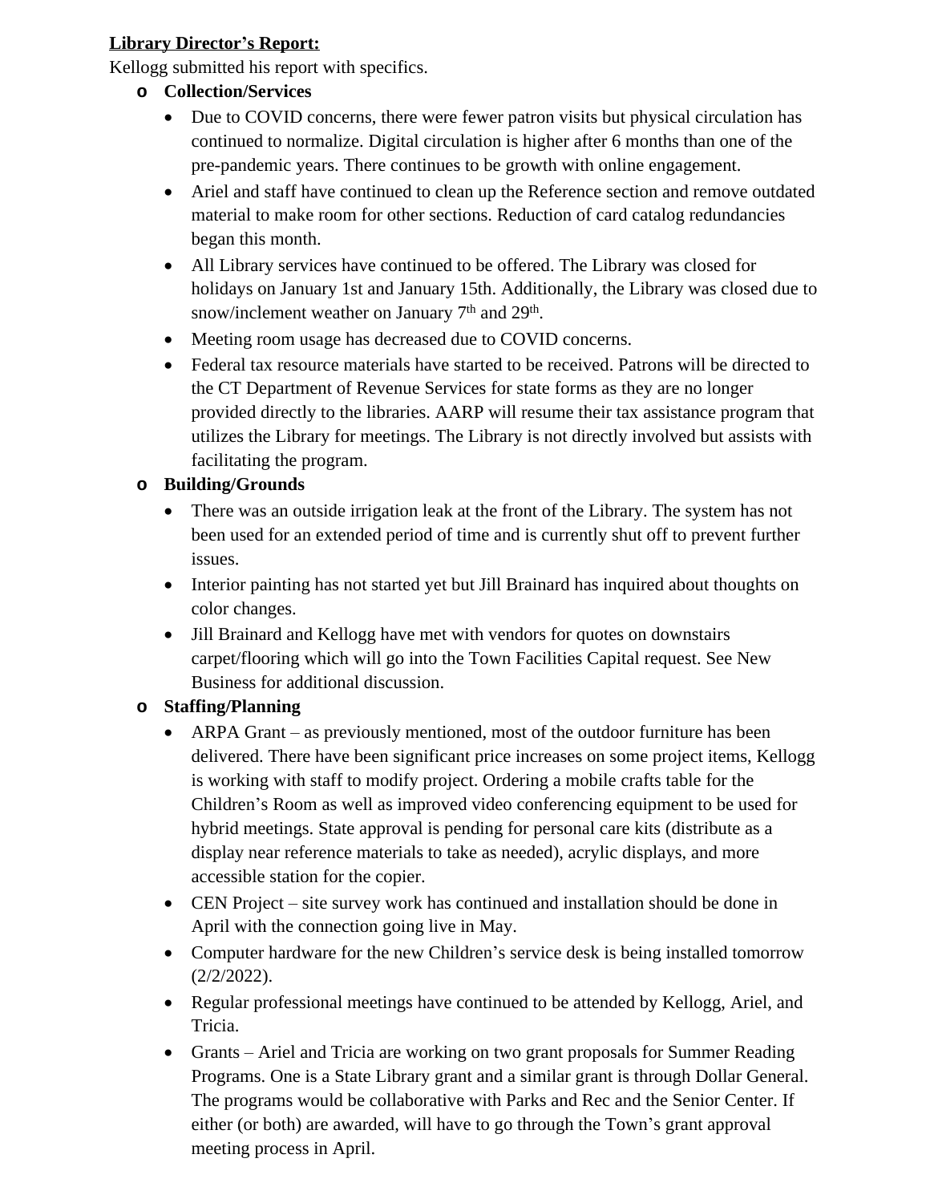**Library Director's Report:**

Kellogg submitted his report with specifics.

- **Collection/Services**
  - Due to COVID concerns, there were fewer patron visits but physical circulation has continued to normalize. Digital circulation is higher after 6 months than one of the pre-pandemic years. There continues to be growth with online engagement.
  - Ariel and staff have continued to clean up the Reference section and remove outdated material to make room for other sections. Reduction of card catalog redundancies began this month.
  - All Library services have continued to be offered. The Library was closed for holidays on January 1st and January 15th. Additionally, the Library was closed due to snow/inclement weather on January 7th and 29th.
  - Meeting room usage has decreased due to COVID concerns.
  - Federal tax resource materials have started to be received. Patrons will be directed to the CT Department of Revenue Services for state forms as they are no longer provided directly to the libraries. AARP will resume their tax assistance program that utilizes the Library for meetings. The Library is not directly involved but assists with facilitating the program.
- **Building/Grounds**
  - There was an outside irrigation leak at the front of the Library. The system has not been used for an extended period of time and is currently shut off to prevent further issues.
  - Interior painting has not started yet but Jill Brainard has inquired about thoughts on color changes.
  - Jill Brainard and Kellogg have met with vendors for quotes on downstairs carpet/flooring which will go into the Town Facilities Capital request. See New Business for additional discussion.
- **Staffing/Planning**
  - ARPA Grant – as previously mentioned, most of the outdoor furniture has been delivered. There have been significant price increases on some project items, Kellogg is working with staff to modify project. Ordering a mobile crafts table for the Children's Room as well as improved video conferencing equipment to be used for hybrid meetings. State approval is pending for personal care kits (distribute as a display near reference materials to take as needed), acrylic displays, and more accessible station for the copier.
  - CEN Project – site survey work has continued and installation should be done in April with the connection going live in May.
  - Computer hardware for the new Children's service desk is being installed tomorrow (2/2/2022).
  - Regular professional meetings have continued to be attended by Kellogg, Ariel, and Tricia.
  - Grants – Ariel and Tricia are working on two grant proposals for Summer Reading Programs. One is a State Library grant and a similar grant is through Dollar General. The programs would be collaborative with Parks and Rec and the Senior Center. If either (or both) are awarded, will have to go through the Town's grant approval meeting process in April.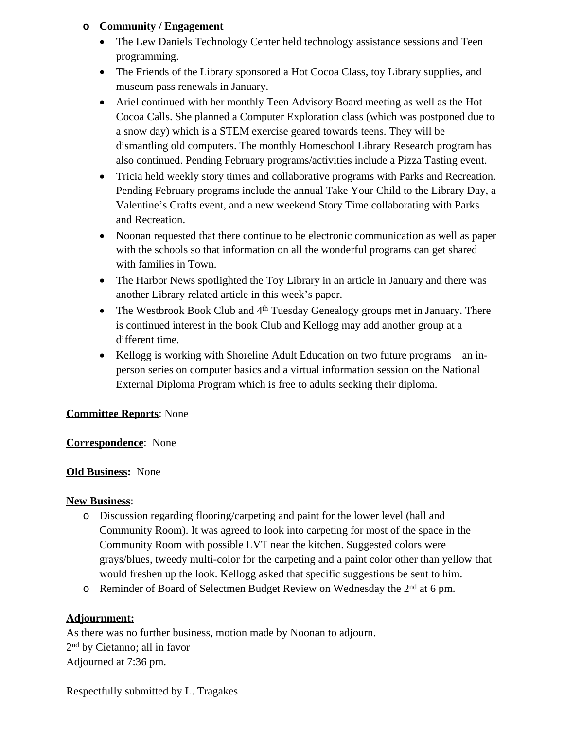- **Community / Engagement**
  - The Lew Daniels Technology Center held technology assistance sessions and Teen programming.
  - The Friends of the Library sponsored a Hot Cocoa Class, toy Library supplies, and museum pass renewals in January.
  - Ariel continued with her monthly Teen Advisory Board meeting as well as the Hot Cocoa Calls. She planned a Computer Exploration class (which was postponed due to a snow day) which is a STEM exercise geared towards teens. They will be dismantling old computers. The monthly Homeschool Library Research program has also continued. Pending February programs/activities include a Pizza Tasting event.
  - Tricia held weekly story times and collaborative programs with Parks and Recreation. Pending February programs include the annual Take Your Child to the Library Day, a Valentine's Crafts event, and a new weekend Story Time collaborating with Parks and Recreation.
  - Noonan requested that there continue to be electronic communication as well as paper with the schools so that information on all the wonderful programs can get shared with families in Town.
  - The Harbor News spotlighted the Toy Library in an article in January and there was another Library related article in this week's paper.
  - The Westbrook Book Club and 4th Tuesday Genealogy groups met in January. There is continued interest in the book Club and Kellogg may add another group at a different time.
  - Kellogg is working with Shoreline Adult Education on two future programs – an in-person series on computer basics and a virtual information session on the National External Diploma Program which is free to adults seeking their diploma.

**Committee Reports**: None

**Correspondence**: None

**Old Business:** None

**New Business**:

- Discussion regarding flooring/carpeting and paint for the lower level (hall and Community Room). It was agreed to look into carpeting for most of the space in the Community Room with possible LVT near the kitchen. Suggested colors were grays/blues, tweedy multi-color for the carpeting and a paint color other than yellow that would freshen up the look. Kellogg asked that specific suggestions be sent to him.
- Reminder of Board of Selectmen Budget Review on Wednesday the 2nd at 6 pm.

**Adjournment:**

As there was no further business, motion made by Noonan to adjourn.
2nd by Cietanno; all in favor
Adjourned at 7:36 pm.

Respectfully submitted by L. Tragakes